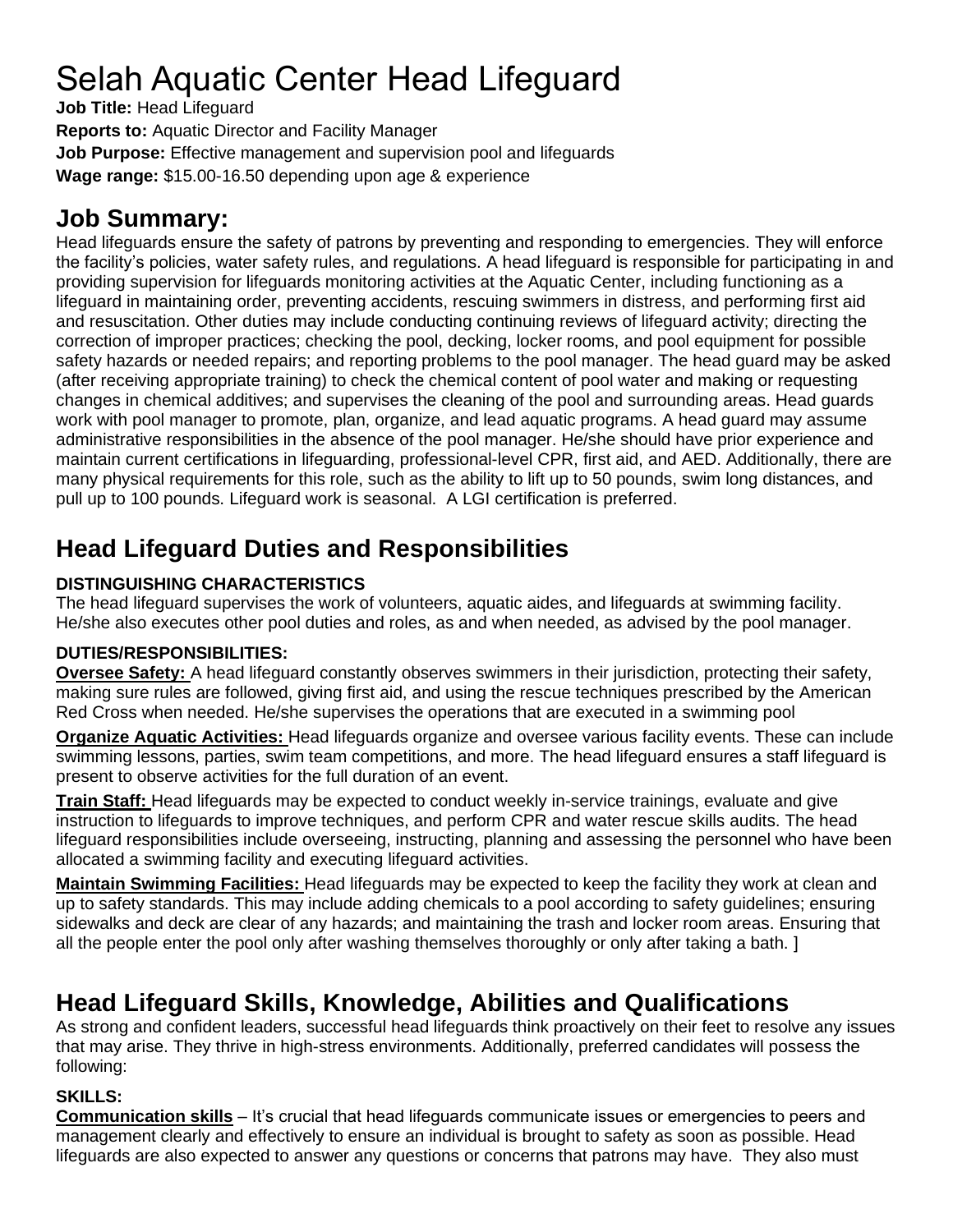# Selah Aquatic Center Head Lifeguard

**Job Title:** Head Lifeguard
**Reports to:** Aquatic Director and Facility Manager
**Job Purpose:** Effective management and supervision pool and lifeguards
**Wage range:** $15.00-16.50 depending upon age & experience

## Job Summary:

Head lifeguards ensure the safety of patrons by preventing and responding to emergencies. They will enforce the facility's policies, water safety rules, and regulations. A head lifeguard is responsible for participating in and providing supervision for lifeguards monitoring activities at the Aquatic Center, including functioning as a lifeguard in maintaining order, preventing accidents, rescuing swimmers in distress, and performing first aid and resuscitation. Other duties may include conducting continuing reviews of lifeguard activity; directing the correction of improper practices; checking the pool, decking, locker rooms, and pool equipment for possible safety hazards or needed repairs; and reporting problems to the pool manager. The head guard may be asked (after receiving appropriate training) to check the chemical content of pool water and making or requesting changes in chemical additives; and supervises the cleaning of the pool and surrounding areas. Head guards work with pool manager to promote, plan, organize, and lead aquatic programs. A head guard may assume administrative responsibilities in the absence of the pool manager. He/she should have prior experience and maintain current certifications in lifeguarding, professional-level CPR, first aid, and AED. Additionally, there are many physical requirements for this role, such as the ability to lift up to 50 pounds, swim long distances, and pull up to 100 pounds. Lifeguard work is seasonal. A LGI certification is preferred.

## Head Lifeguard Duties and Responsibilities

### DISTINGUISHING CHARACTERISTICS

The head lifeguard supervises the work of volunteers, aquatic aides, and lifeguards at swimming facility. He/she also executes other pool duties and roles, as and when needed, as advised by the pool manager.

### DUTIES/RESPONSIBILITIES:

**Oversee Safety:** A head lifeguard constantly observes swimmers in their jurisdiction, protecting their safety, making sure rules are followed, giving first aid, and using the rescue techniques prescribed by the American Red Cross when needed. He/she supervises the operations that are executed in a swimming pool

**Organize Aquatic Activities:** Head lifeguards organize and oversee various facility events. These can include swimming lessons, parties, swim team competitions, and more. The head lifeguard ensures a staff lifeguard is present to observe activities for the full duration of an event.

**Train Staff:** Head lifeguards may be expected to conduct weekly in-service trainings, evaluate and give instruction to lifeguards to improve techniques, and perform CPR and water rescue skills audits. The head lifeguard responsibilities include overseeing, instructing, planning and assessing the personnel who have been allocated a swimming facility and executing lifeguard activities.

**Maintain Swimming Facilities:** Head lifeguards may be expected to keep the facility they work at clean and up to safety standards. This may include adding chemicals to a pool according to safety guidelines; ensuring sidewalks and deck are clear of any hazards; and maintaining the trash and locker room areas. Ensuring that all the people enter the pool only after washing themselves thoroughly or only after taking a bath. ]

## Head Lifeguard Skills, Knowledge, Abilities and Qualifications

As strong and confident leaders, successful head lifeguards think proactively on their feet to resolve any issues that may arise. They thrive in high-stress environments. Additionally, preferred candidates will possess the following:

### SKILLS:

**Communication skills** – It's crucial that head lifeguards communicate issues or emergencies to peers and management clearly and effectively to ensure an individual is brought to safety as soon as possible. Head lifeguards are also expected to answer any questions or concerns that patrons may have. They also must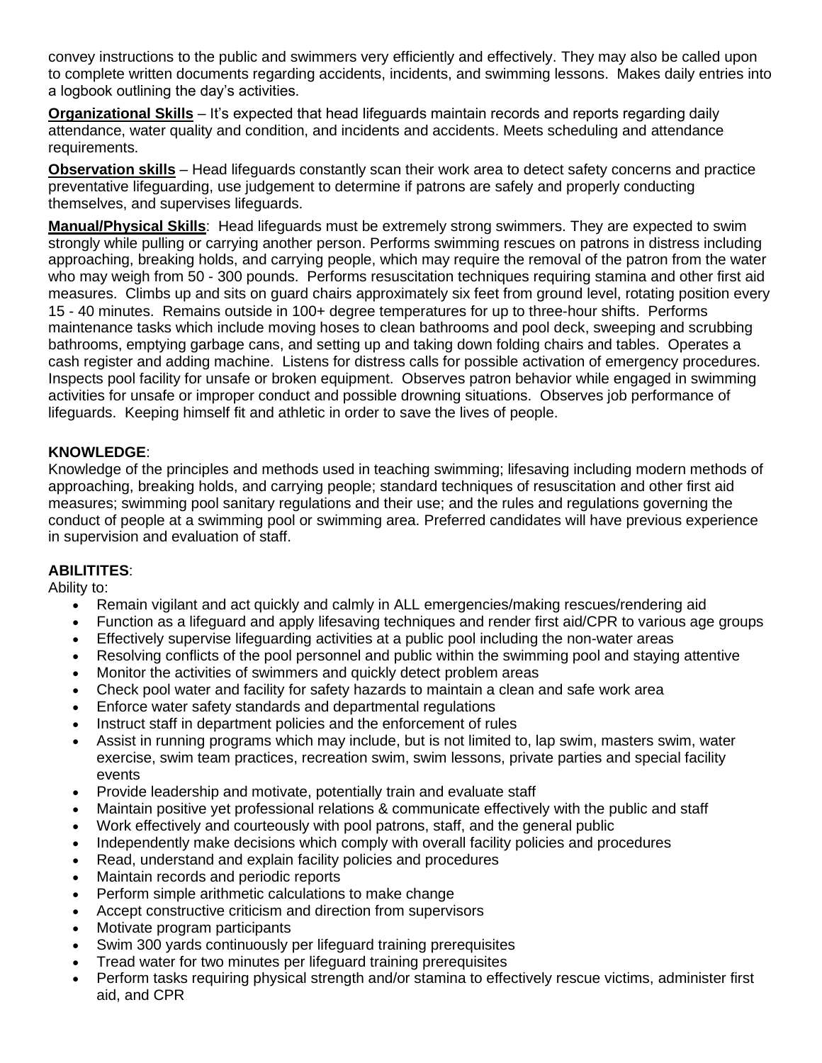convey instructions to the public and swimmers very efficiently and effectively. They may also be called upon to complete written documents regarding accidents, incidents, and swimming lessons. Makes daily entries into a logbook outlining the day's activities.

**Organizational Skills** – It's expected that head lifeguards maintain records and reports regarding daily attendance, water quality and condition, and incidents and accidents. Meets scheduling and attendance requirements.

**Observation skills** – Head lifeguards constantly scan their work area to detect safety concerns and practice preventative lifeguarding, use judgement to determine if patrons are safely and properly conducting themselves, and supervises lifeguards.

**Manual/Physical Skills**: Head lifeguards must be extremely strong swimmers. They are expected to swim strongly while pulling or carrying another person. Performs swimming rescues on patrons in distress including approaching, breaking holds, and carrying people, which may require the removal of the patron from the water who may weigh from 50 - 300 pounds. Performs resuscitation techniques requiring stamina and other first aid measures. Climbs up and sits on guard chairs approximately six feet from ground level, rotating position every 15 - 40 minutes. Remains outside in 100+ degree temperatures for up to three-hour shifts. Performs maintenance tasks which include moving hoses to clean bathrooms and pool deck, sweeping and scrubbing bathrooms, emptying garbage cans, and setting up and taking down folding chairs and tables. Operates a cash register and adding machine. Listens for distress calls for possible activation of emergency procedures. Inspects pool facility for unsafe or broken equipment. Observes patron behavior while engaged in swimming activities for unsafe or improper conduct and possible drowning situations. Observes job performance of lifeguards. Keeping himself fit and athletic in order to save the lives of people.

**KNOWLEDGE**:

Knowledge of the principles and methods used in teaching swimming; lifesaving including modern methods of approaching, breaking holds, and carrying people; standard techniques of resuscitation and other first aid measures; swimming pool sanitary regulations and their use; and the rules and regulations governing the conduct of people at a swimming pool or swimming area. Preferred candidates will have previous experience in supervision and evaluation of staff.

**ABILITITES**:

Ability to:

- Remain vigilant and act quickly and calmly in ALL emergencies/making rescues/rendering aid
- Function as a lifeguard and apply lifesaving techniques and render first aid/CPR to various age groups
- Effectively supervise lifeguarding activities at a public pool including the non-water areas
- Resolving conflicts of the pool personnel and public within the swimming pool and staying attentive
- Monitor the activities of swimmers and quickly detect problem areas
- Check pool water and facility for safety hazards to maintain a clean and safe work area
- Enforce water safety standards and departmental regulations
- Instruct staff in department policies and the enforcement of rules
- Assist in running programs which may include, but is not limited to, lap swim, masters swim, water exercise, swim team practices, recreation swim, swim lessons, private parties and special facility events
- Provide leadership and motivate, potentially train and evaluate staff
- Maintain positive yet professional relations & communicate effectively with the public and staff
- Work effectively and courteously with pool patrons, staff, and the general public
- Independently make decisions which comply with overall facility policies and procedures
- Read, understand and explain facility policies and procedures
- Maintain records and periodic reports
- Perform simple arithmetic calculations to make change
- Accept constructive criticism and direction from supervisors
- Motivate program participants
- Swim 300 yards continuously per lifeguard training prerequisites
- Tread water for two minutes per lifeguard training prerequisites
- Perform tasks requiring physical strength and/or stamina to effectively rescue victims, administer first aid, and CPR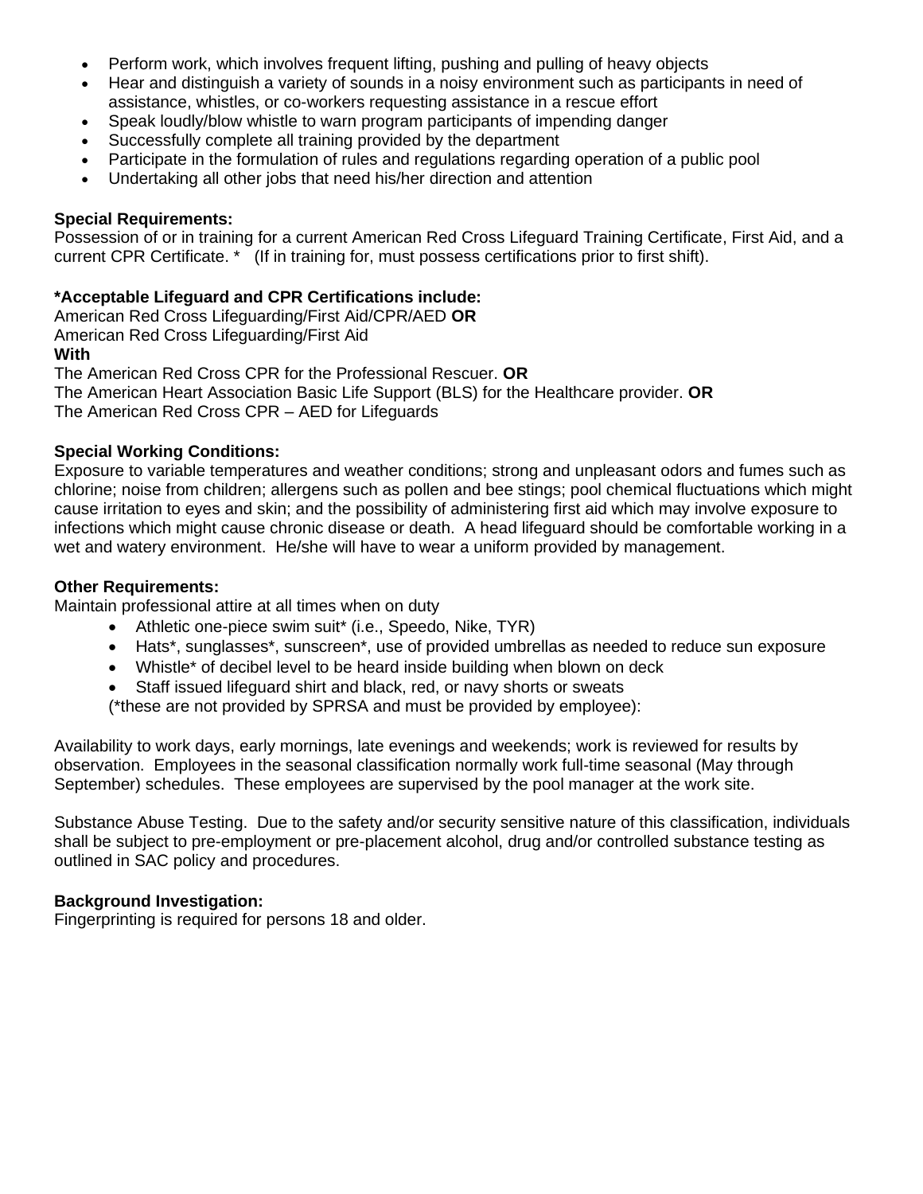- Perform work, which involves frequent lifting, pushing and pulling of heavy objects
- Hear and distinguish a variety of sounds in a noisy environment such as participants in need of assistance, whistles, or co-workers requesting assistance in a rescue effort
- Speak loudly/blow whistle to warn program participants of impending danger
- Successfully complete all training provided by the department
- Participate in the formulation of rules and regulations regarding operation of a public pool
- Undertaking all other jobs that need his/her direction and attention

**Special Requirements:**
Possession of or in training for a current American Red Cross Lifeguard Training Certificate, First Aid, and a current CPR Certificate. * (If in training for, must possess certifications prior to first shift).

**\*Acceptable Lifeguard and CPR Certifications include:**
American Red Cross Lifeguarding/First Aid/CPR/AED **OR**
American Red Cross Lifeguarding/First Aid
**With**
The American Red Cross CPR for the Professional Rescuer. **OR**
The American Heart Association Basic Life Support (BLS) for the Healthcare provider. **OR**
The American Red Cross CPR – AED for Lifeguards

**Special Working Conditions:**
Exposure to variable temperatures and weather conditions; strong and unpleasant odors and fumes such as chlorine; noise from children; allergens such as pollen and bee stings; pool chemical fluctuations which might cause irritation to eyes and skin; and the possibility of administering first aid which may involve exposure to infections which might cause chronic disease or death. A head lifeguard should be comfortable working in a wet and watery environment. He/she will have to wear a uniform provided by management.

**Other Requirements:**
Maintain professional attire at all times when on duty

- Athletic one-piece swim suit* (i.e., Speedo, Nike, TYR)
- Hats*, sunglasses*, sunscreen*, use of provided umbrellas as needed to reduce sun exposure
- Whistle* of decibel level to be heard inside building when blown on deck
- Staff issued lifeguard shirt and black, red, or navy shorts or sweats

(*these are not provided by SPRSA and must be provided by employee):

Availability to work days, early mornings, late evenings and weekends; work is reviewed for results by observation. Employees in the seasonal classification normally work full-time seasonal (May through September) schedules. These employees are supervised by the pool manager at the work site.

Substance Abuse Testing. Due to the safety and/or security sensitive nature of this classification, individuals shall be subject to pre-employment or pre-placement alcohol, drug and/or controlled substance testing as outlined in SAC policy and procedures.

**Background Investigation:**
Fingerprinting is required for persons 18 and older.